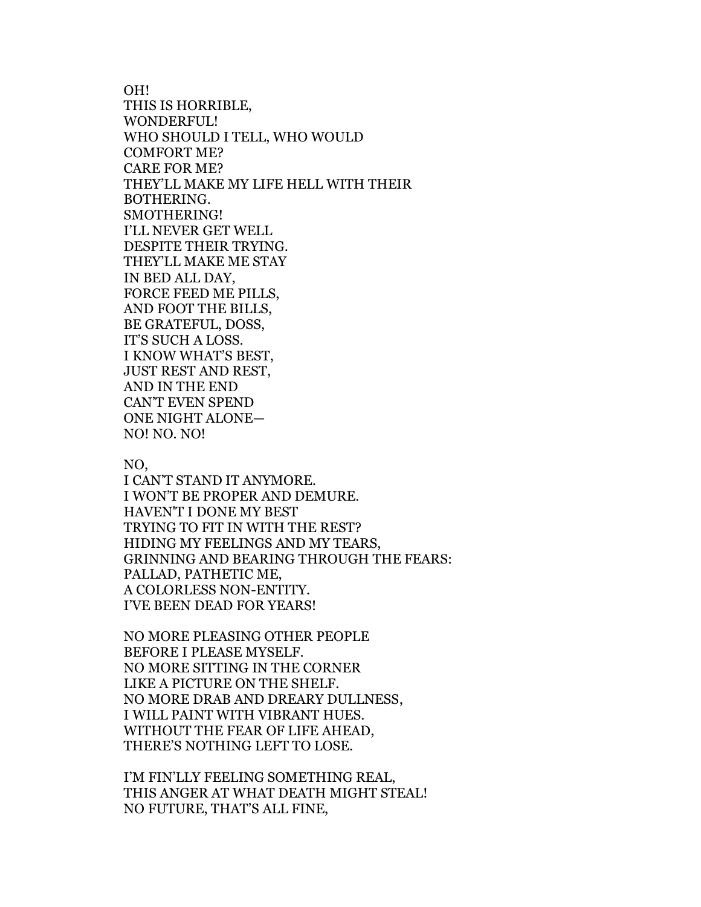OH!
THIS IS HORRIBLE,
WONDERFUL!
WHO SHOULD I TELL, WHO WOULD
COMFORT ME?
CARE FOR ME?
THEY'LL MAKE MY LIFE HELL WITH THEIR
BOTHERING.
SMOTHERING!
I'LL NEVER GET WELL
DESPITE THEIR TRYING.
THEY'LL MAKE ME STAY
IN BED ALL DAY,
FORCE FEED ME PILLS,
AND FOOT THE BILLS,
BE GRATEFUL, DOSS,
IT'S SUCH A LOSS.
I KNOW WHAT'S BEST,
JUST REST AND REST,
AND IN THE END
CAN'T EVEN SPEND
ONE NIGHT ALONE—
NO! NO. NO!

NO,
I CAN'T STAND IT ANYMORE.
I WON'T BE PROPER AND DEMURE.
HAVEN'T I DONE MY BEST
TRYING TO FIT IN WITH THE REST?
HIDING MY FEELINGS AND MY TEARS,
GRINNING AND BEARING THROUGH THE FEARS:
PALLAD, PATHETIC ME,
A COLORLESS NON-ENTITY.
I'VE BEEN DEAD FOR YEARS!

NO MORE PLEASING OTHER PEOPLE
BEFORE I PLEASE MYSELF.
NO MORE SITTING IN THE CORNER
LIKE A PICTURE ON THE SHELF.
NO MORE DRAB AND DREARY DULLNESS,
I WILL PAINT WITH VIBRANT HUES.
WITHOUT THE FEAR OF LIFE AHEAD,
THERE'S NOTHING LEFT TO LOSE.

I'M FIN'LLY FEELING SOMETHING REAL,
THIS ANGER AT WHAT DEATH MIGHT STEAL!
NO FUTURE, THAT'S ALL FINE,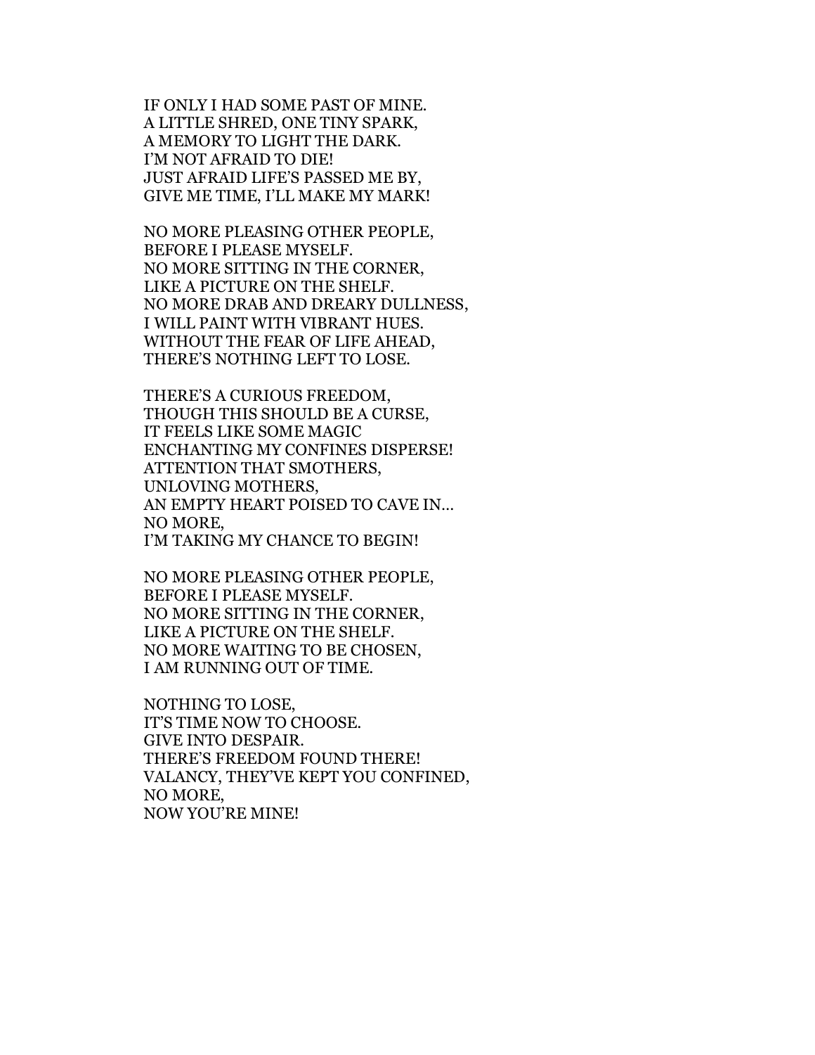IF ONLY I HAD SOME PAST OF MINE.  
A LITTLE SHRED, ONE TINY SPARK,  
A MEMORY TO LIGHT THE DARK.  
I'M NOT AFRAID TO DIE!  
JUST AFRAID LIFE'S PASSED ME BY,  
GIVE ME TIME, I'LL MAKE MY MARK!

NO MORE PLEASING OTHER PEOPLE,  
BEFORE I PLEASE MYSELF.  
NO MORE SITTING IN THE CORNER,  
LIKE A PICTURE ON THE SHELF.  
NO MORE DRAB AND DREARY DULLNESS,  
I WILL PAINT WITH VIBRANT HUES.  
WITHOUT THE FEAR OF LIFE AHEAD,  
THERE'S NOTHING LEFT TO LOSE.

THERE'S A CURIOUS FREEDOM,  
THOUGH THIS SHOULD BE A CURSE,  
IT FEELS LIKE SOME MAGIC  
ENCHANTING MY CONFINES DISPERSE!  
ATTENTION THAT SMOTHERS,  
UNLOVING MOTHERS,  
AN EMPTY HEART POISED TO CAVE IN…  
NO MORE,  
I'M TAKING MY CHANCE TO BEGIN!

NO MORE PLEASING OTHER PEOPLE,  
BEFORE I PLEASE MYSELF.  
NO MORE SITTING IN THE CORNER,  
LIKE A PICTURE ON THE SHELF.  
NO MORE WAITING TO BE CHOSEN,  
I AM RUNNING OUT OF TIME.

NOTHING TO LOSE,  
IT'S TIME NOW TO CHOOSE.  
GIVE INTO DESPAIR.  
THERE'S FREEDOM FOUND THERE!  
VALANCY, THEY'VE KEPT YOU CONFINED,  
NO MORE,  
NOW YOU'RE MINE!